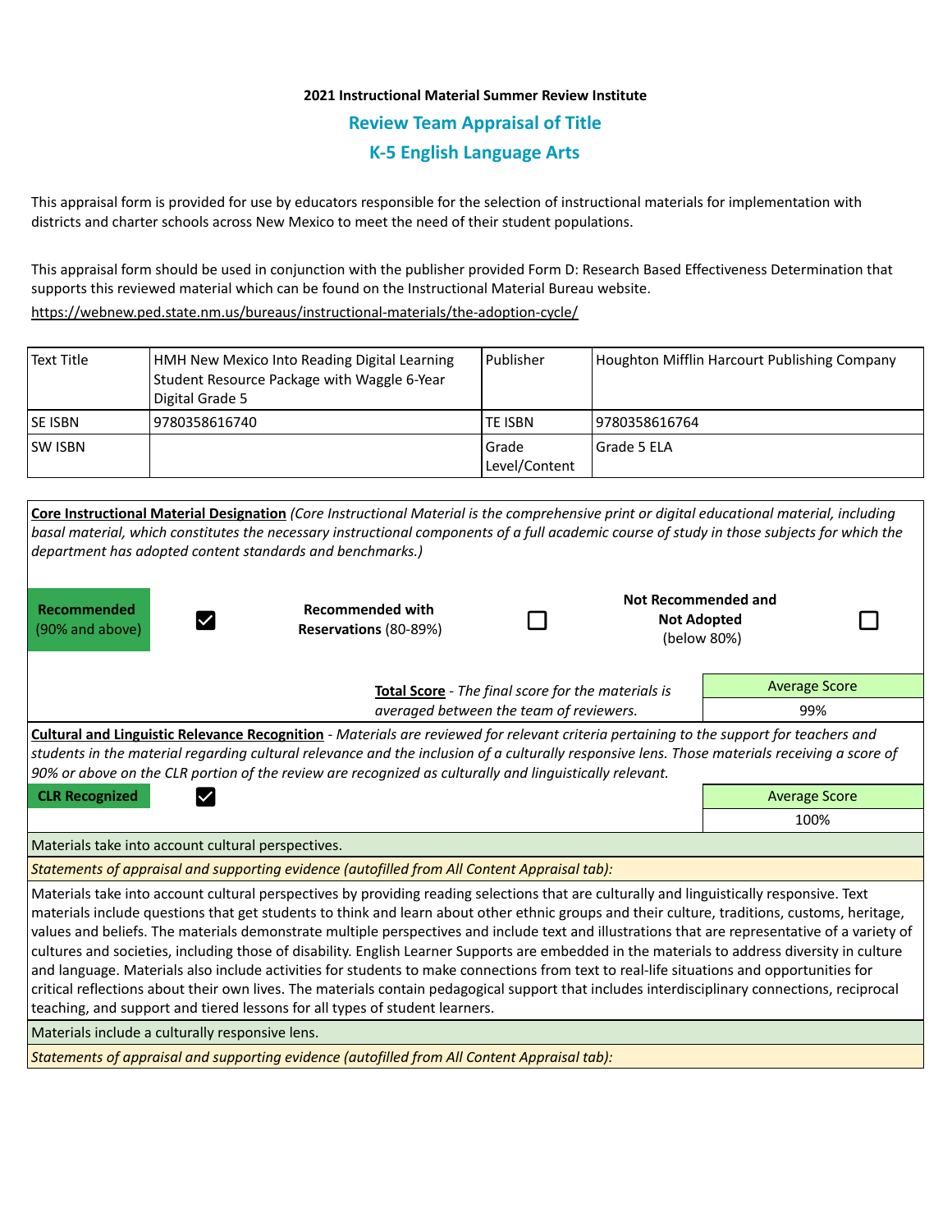**2021 Instructional Material Summer Review Institute**

## Review Team Appraisal of Title

## K-5 English Language Arts

This appraisal form is provided for use by educators responsible for the selection of instructional materials for implementation with districts and charter schools across New Mexico to meet the need of their student populations.

This appraisal form should be used in conjunction with the publisher provided Form D: Research Based Effectiveness Determination that supports this reviewed material which can be found on the Instructional Material Bureau website.

https://webnew.ped.state.nm.us/bureaus/instructional-materials/the-adoption-cycle/

| Text Title | HMH New Mexico Into Reading Digital Learning Student Resource Package with Waggle 6-Year Digital Grade 5 | Publisher | Houghton Mifflin Harcourt Publishing Company |
|---|---|---|---|
| SE ISBN | 9780358616740 | TE ISBN | 9780358616764 |
| SW ISBN | | Grade Level/Content | Grade 5 ELA |

**Core Instructional Material Designation** *(Core Instructional Material is the comprehensive print or digital educational material, including basal material, which constitutes the necessary instructional components of a full academic course of study in those subjects for which the department has adopted content standards and benchmarks.)*

| **Recommended** (90% and above) | ☑ | **Recommended with Reservations** (80-89%) | ☐ | **Not Recommended and Not Adopted** (below 80%) | ☐ |
|---|---|---|---|---|---|

**Total Score** - *The final score for the materials is averaged between the team of reviewers.*

| Average Score |
|---|
| 99% |

**Cultural and Linguistic Relevance Recognition** - *Materials are reviewed for relevant criteria pertaining to the support for teachers and students in the material regarding cultural relevance and the inclusion of a culturally responsive lens. Those materials receiving a score of 90% or above on the CLR portion of the review are recognized as culturally and linguistically relevant.*

**CLR Recognized** ☑

| Average Score |
|---|
| 100% |

Materials take into account cultural perspectives.

*Statements of appraisal and supporting evidence (autofilled from All Content Appraisal tab):*

Materials take into account cultural perspectives by providing reading selections that are culturally and linguistically responsive. Text materials include questions that get students to think and learn about other ethnic groups and their culture, traditions, customs, heritage, values and beliefs. The materials demonstrate multiple perspectives and include text and illustrations that are representative of a variety of cultures and societies, including those of disability. English Learner Supports are embedded in the materials to address diversity in culture and language. Materials also include activities for students to make connections from text to real-life situations and opportunities for critical reflections about their own lives. The materials contain pedagogical support that includes interdisciplinary connections, reciprocal teaching, and support and tiered lessons for all types of student learners.

Materials include a culturally responsive lens.

*Statements of appraisal and supporting evidence (autofilled from All Content Appraisal tab):*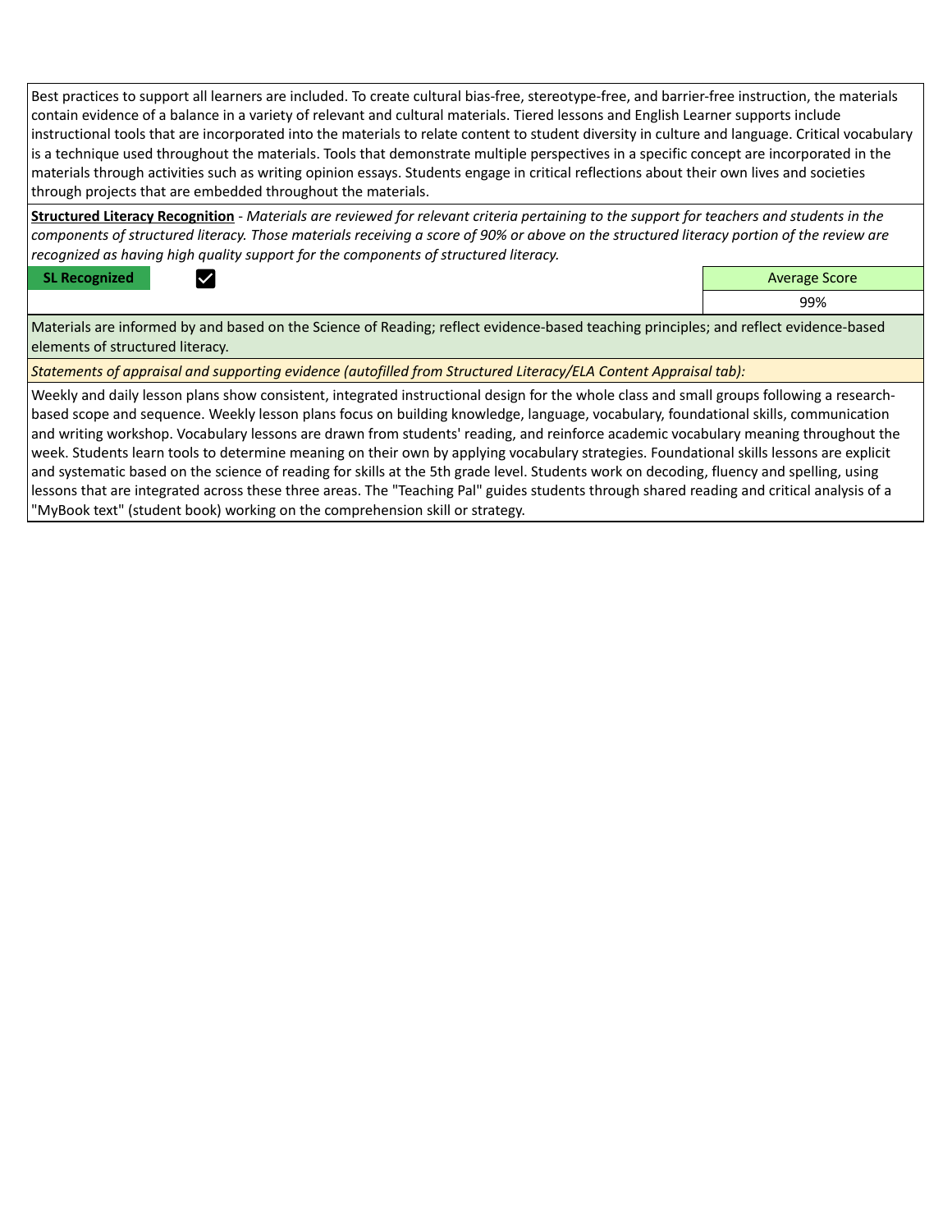Best practices to support all learners are included. To create cultural bias-free, stereotype-free, and barrier-free instruction, the materials contain evidence of a balance in a variety of relevant and cultural materials. Tiered lessons and English Learner supports include instructional tools that are incorporated into the materials to relate content to student diversity in culture and language. Critical vocabulary is a technique used throughout the materials. Tools that demonstrate multiple perspectives in a specific concept are incorporated in the materials through activities such as writing opinion essays. Students engage in critical reflections about their own lives and societies through projects that are embedded throughout the materials.

**Structured Literacy Recognition** - *Materials are reviewed for relevant criteria pertaining to the support for teachers and students in the components of structured literacy. Those materials receiving a score of 90% or above on the structured literacy portion of the review are recognized as having high quality support for the components of structured literacy.*

| SL Recognized | ☑ | Average Score |
|---|---|---|
| | | 99% |

Materials are informed by and based on the Science of Reading; reflect evidence-based teaching principles; and reflect evidence-based elements of structured literacy.

*Statements of appraisal and supporting evidence (autofilled from Structured Literacy/ELA Content Appraisal tab):*

Weekly and daily lesson plans show consistent, integrated instructional design for the whole class and small groups following a research-based scope and sequence. Weekly lesson plans focus on building knowledge, language, vocabulary, foundational skills, communication and writing workshop. Vocabulary lessons are drawn from students' reading, and reinforce academic vocabulary meaning throughout the week. Students learn tools to determine meaning on their own by applying vocabulary strategies. Foundational skills lessons are explicit and systematic based on the science of reading for skills at the 5th grade level. Students work on decoding, fluency and spelling, using lessons that are integrated across these three areas. The "Teaching Pal" guides students through shared reading and critical analysis of a "MyBook text" (student book) working on the comprehension skill or strategy.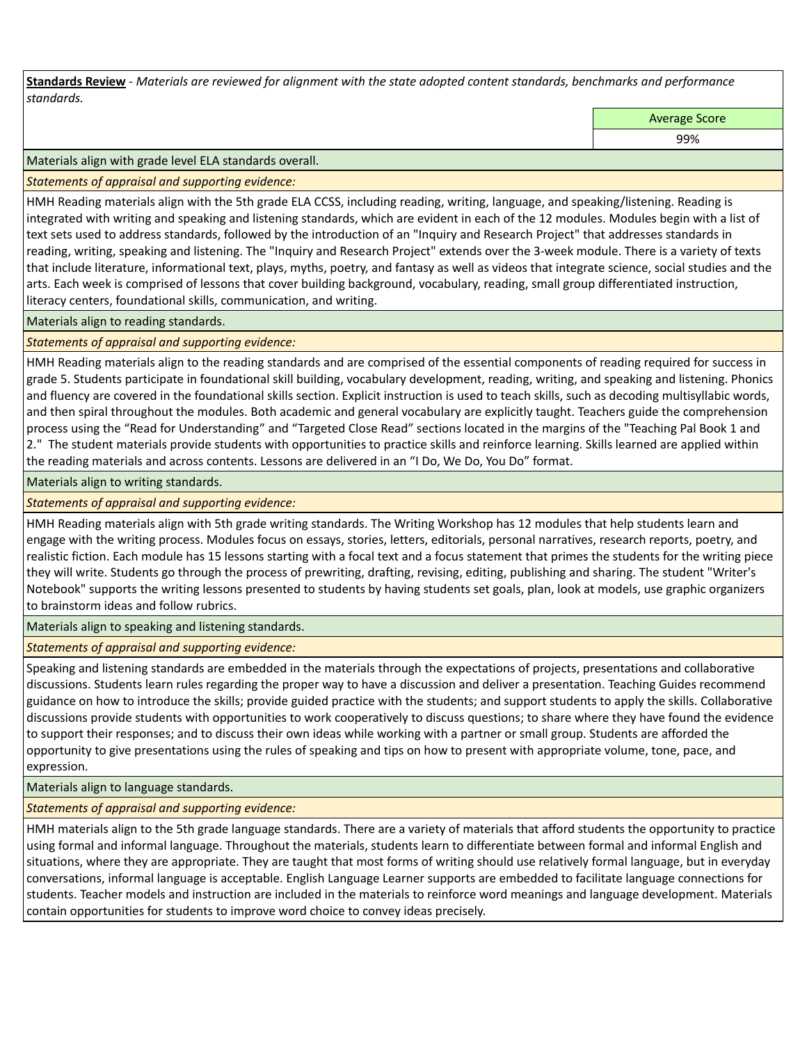**Standards Review** - *Materials are reviewed for alignment with the state adopted content standards, benchmarks and performance standards.*

| Average Score |
| --- |
| 99% |

Materials align with grade level ELA standards overall.

*Statements of appraisal and supporting evidence:*

HMH Reading materials align with the 5th grade ELA CCSS, including reading, writing, language, and speaking/listening. Reading is integrated with writing and speaking and listening standards, which are evident in each of the 12 modules. Modules begin with a list of text sets used to address standards, followed by the introduction of an "Inquiry and Research Project" that addresses standards in reading, writing, speaking and listening. The "Inquiry and Research Project" extends over the 3-week module. There is a variety of texts that include literature, informational text, plays, myths, poetry, and fantasy as well as videos that integrate science, social studies and the arts. Each week is comprised of lessons that cover building background, vocabulary, reading, small group differentiated instruction, literacy centers, foundational skills, communication, and writing.

Materials align to reading standards.

*Statements of appraisal and supporting evidence:*

HMH Reading materials align to the reading standards and are comprised of the essential components of reading required for success in grade 5. Students participate in foundational skill building, vocabulary development, reading, writing, and speaking and listening. Phonics and fluency are covered in the foundational skills section. Explicit instruction is used to teach skills, such as decoding multisyllabic words, and then spiral throughout the modules. Both academic and general vocabulary are explicitly taught. Teachers guide the comprehension process using the "Read for Understanding" and "Targeted Close Read" sections located in the margins of the "Teaching Pal Book 1 and 2." The student materials provide students with opportunities to practice skills and reinforce learning. Skills learned are applied within the reading materials and across contents. Lessons are delivered in an "I Do, We Do, You Do" format.

Materials align to writing standards.

*Statements of appraisal and supporting evidence:*

HMH Reading materials align with 5th grade writing standards. The Writing Workshop has 12 modules that help students learn and engage with the writing process. Modules focus on essays, stories, letters, editorials, personal narratives, research reports, poetry, and realistic fiction. Each module has 15 lessons starting with a focal text and a focus statement that primes the students for the writing piece they will write. Students go through the process of prewriting, drafting, revising, editing, publishing and sharing. The student "Writer's Notebook" supports the writing lessons presented to students by having students set goals, plan, look at models, use graphic organizers to brainstorm ideas and follow rubrics.

Materials align to speaking and listening standards.

*Statements of appraisal and supporting evidence:*

Speaking and listening standards are embedded in the materials through the expectations of projects, presentations and collaborative discussions. Students learn rules regarding the proper way to have a discussion and deliver a presentation. Teaching Guides recommend guidance on how to introduce the skills; provide guided practice with the students; and support students to apply the skills. Collaborative discussions provide students with opportunities to work cooperatively to discuss questions; to share where they have found the evidence to support their responses; and to discuss their own ideas while working with a partner or small group. Students are afforded the opportunity to give presentations using the rules of speaking and tips on how to present with appropriate volume, tone, pace, and expression.

Materials align to language standards.

*Statements of appraisal and supporting evidence:*

HMH materials align to the 5th grade language standards. There are a variety of materials that afford students the opportunity to practice using formal and informal language. Throughout the materials, students learn to differentiate between formal and informal English and situations, where they are appropriate. They are taught that most forms of writing should use relatively formal language, but in everyday conversations, informal language is acceptable. English Language Learner supports are embedded to facilitate language connections for students. Teacher models and instruction are included in the materials to reinforce word meanings and language development. Materials contain opportunities for students to improve word choice to convey ideas precisely.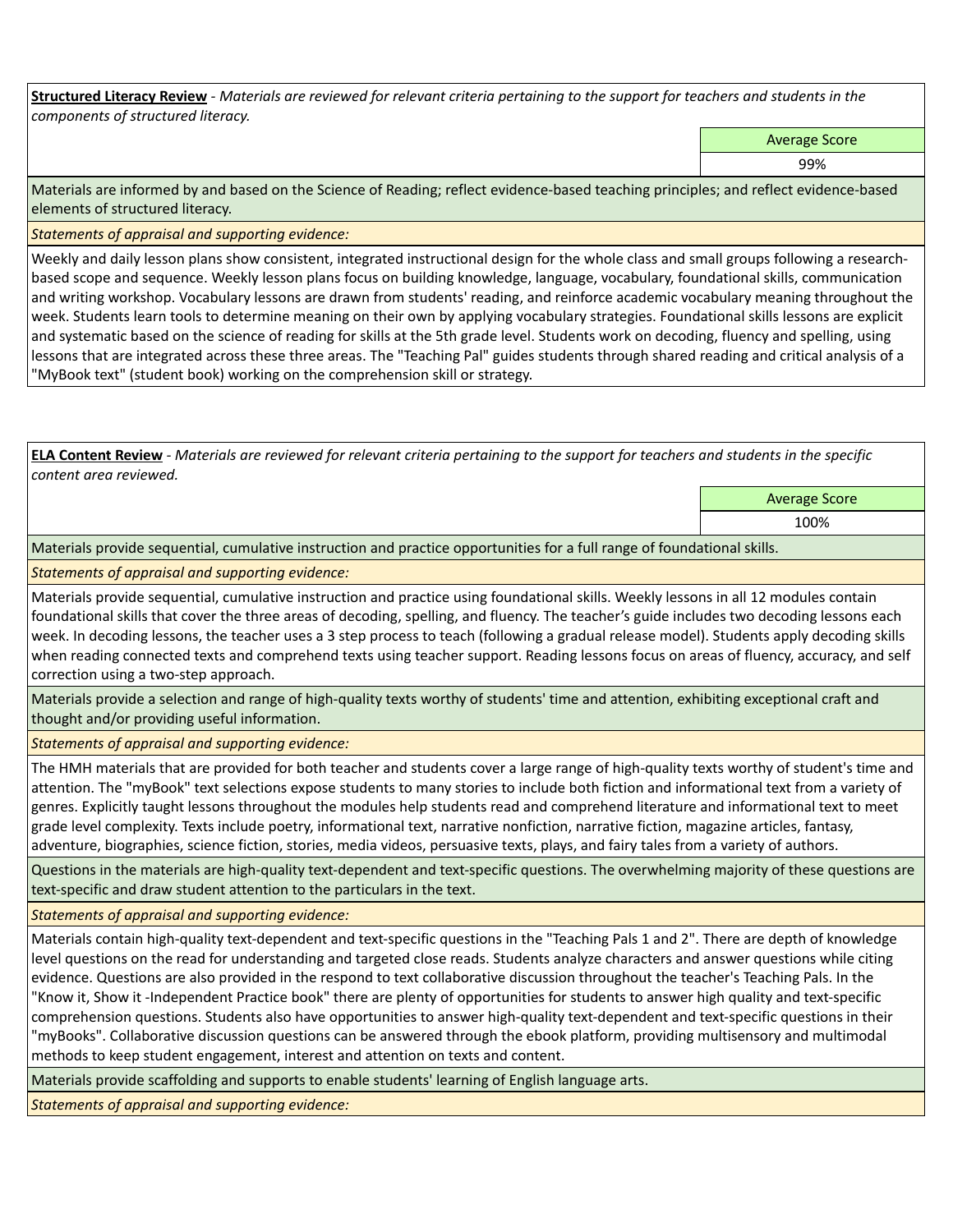**Structured Literacy Review** - *Materials are reviewed for relevant criteria pertaining to the support for teachers and students in the components of structured literacy.*

| | Average Score |
|---|---|
| | 99% |

Materials are informed by and based on the Science of Reading; reflect evidence-based teaching principles; and reflect evidence-based elements of structured literacy.

*Statements of appraisal and supporting evidence:*

Weekly and daily lesson plans show consistent, integrated instructional design for the whole class and small groups following a research-based scope and sequence. Weekly lesson plans focus on building knowledge, language, vocabulary, foundational skills, communication and writing workshop. Vocabulary lessons are drawn from students' reading, and reinforce academic vocabulary meaning throughout the week. Students learn tools to determine meaning on their own by applying vocabulary strategies. Foundational skills lessons are explicit and systematic based on the science of reading for skills at the 5th grade level. Students work on decoding, fluency and spelling, using lessons that are integrated across these three areas. The "Teaching Pal" guides students through shared reading and critical analysis of a "MyBook text" (student book) working on the comprehension skill or strategy.

**ELA Content Review** - *Materials are reviewed for relevant criteria pertaining to the support for teachers and students in the specific content area reviewed.*

| | Average Score |
|---|---|
| | 100% |

Materials provide sequential, cumulative instruction and practice opportunities for a full range of foundational skills.

*Statements of appraisal and supporting evidence:*

Materials provide sequential, cumulative instruction and practice using foundational skills. Weekly lessons in all 12 modules contain foundational skills that cover the three areas of decoding, spelling, and fluency. The teacher's guide includes two decoding lessons each week. In decoding lessons, the teacher uses a 3 step process to teach (following a gradual release model). Students apply decoding skills when reading connected texts and comprehend texts using teacher support. Reading lessons focus on areas of fluency, accuracy, and self correction using a two-step approach.

Materials provide a selection and range of high-quality texts worthy of students' time and attention, exhibiting exceptional craft and thought and/or providing useful information.

*Statements of appraisal and supporting evidence:*

The HMH materials that are provided for both teacher and students cover a large range of high-quality texts worthy of student's time and attention. The "myBook" text selections expose students to many stories to include both fiction and informational text from a variety of genres. Explicitly taught lessons throughout the modules help students read and comprehend literature and informational text to meet grade level complexity. Texts include poetry, informational text, narrative nonfiction, narrative fiction, magazine articles, fantasy, adventure, biographies, science fiction, stories, media videos, persuasive texts, plays, and fairy tales from a variety of authors.

Questions in the materials are high-quality text-dependent and text-specific questions. The overwhelming majority of these questions are text-specific and draw student attention to the particulars in the text.

*Statements of appraisal and supporting evidence:*

Materials contain high-quality text-dependent and text-specific questions in the "Teaching Pals 1 and 2". There are depth of knowledge level questions on the read for understanding and targeted close reads. Students analyze characters and answer questions while citing evidence. Questions are also provided in the respond to text collaborative discussion throughout the teacher's Teaching Pals. In the "Know it, Show it -Independent Practice book" there are plenty of opportunities for students to answer high quality and text-specific comprehension questions. Students also have opportunities to answer high-quality text-dependent and text-specific questions in their "myBooks". Collaborative discussion questions can be answered through the ebook platform, providing multisensory and multimodal methods to keep student engagement, interest and attention on texts and content.

Materials provide scaffolding and supports to enable students' learning of English language arts.

*Statements of appraisal and supporting evidence:*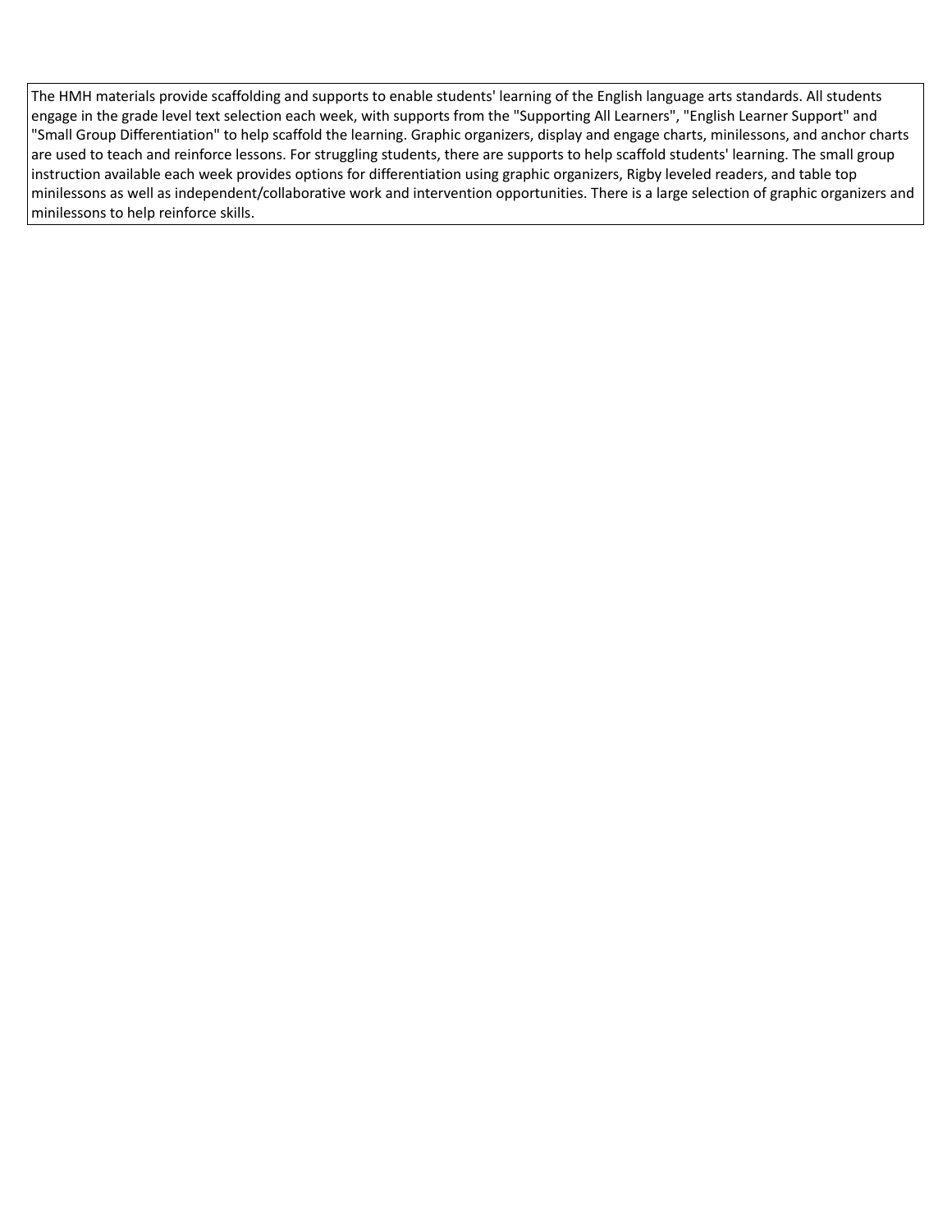The HMH materials provide scaffolding and supports to enable students' learning of the English language arts standards. All students engage in the grade level text selection each week, with supports from the "Supporting All Learners", "English Learner Support" and "Small Group Differentiation" to help scaffold the learning. Graphic organizers, display and engage charts, minilessons, and anchor charts are used to teach and reinforce lessons. For struggling students, there are supports to help scaffold students' learning. The small group instruction available each week provides options for differentiation using graphic organizers, Rigby leveled readers, and table top minilessons as well as independent/collaborative work and intervention opportunities. There is a large selection of graphic organizers and minilessons to help reinforce skills.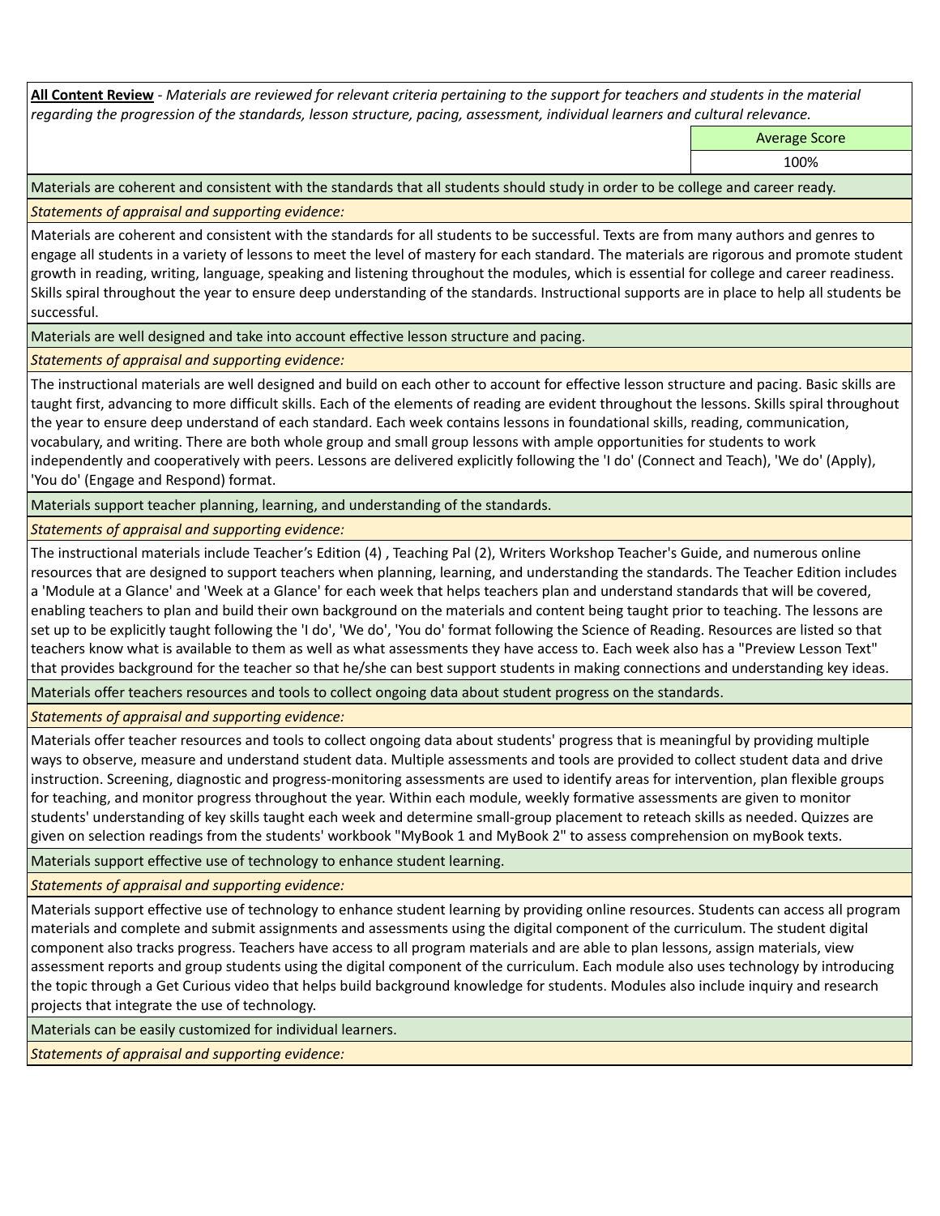**All Content Review** - *Materials are reviewed for relevant criteria pertaining to the support for teachers and students in the material regarding the progression of the standards, lesson structure, pacing, assessment, individual learners and cultural relevance.*

| | Average Score |
|---|---|
| | 100% |

Materials are coherent and consistent with the standards that all students should study in order to be college and career ready.

*Statements of appraisal and supporting evidence:*

Materials are coherent and consistent with the standards for all students to be successful. Texts are from many authors and genres to engage all students in a variety of lessons to meet the level of mastery for each standard. The materials are rigorous and promote student growth in reading, writing, language, speaking and listening throughout the modules, which is essential for college and career readiness. Skills spiral throughout the year to ensure deep understanding of the standards. Instructional supports are in place to help all students be successful.

Materials are well designed and take into account effective lesson structure and pacing.

*Statements of appraisal and supporting evidence:*

The instructional materials are well designed and build on each other to account for effective lesson structure and pacing. Basic skills are taught first, advancing to more difficult skills. Each of the elements of reading are evident throughout the lessons. Skills spiral throughout the year to ensure deep understand of each standard. Each week contains lessons in foundational skills, reading, communication, vocabulary, and writing. There are both whole group and small group lessons with ample opportunities for students to work independently and cooperatively with peers. Lessons are delivered explicitly following the 'I do' (Connect and Teach), 'We do' (Apply), 'You do' (Engage and Respond) format.

Materials support teacher planning, learning, and understanding of the standards.

*Statements of appraisal and supporting evidence:*

The instructional materials include Teacher's Edition (4) , Teaching Pal (2), Writers Workshop Teacher's Guide, and numerous online resources that are designed to support teachers when planning, learning, and understanding the standards. The Teacher Edition includes a 'Module at a Glance' and 'Week at a Glance' for each week that helps teachers plan and understand standards that will be covered, enabling teachers to plan and build their own background on the materials and content being taught prior to teaching. The lessons are set up to be explicitly taught following the 'I do', 'We do', 'You do' format following the Science of Reading. Resources are listed so that teachers know what is available to them as well as what assessments they have access to. Each week also has a "Preview Lesson Text" that provides background for the teacher so that he/she can best support students in making connections and understanding key ideas.

Materials offer teachers resources and tools to collect ongoing data about student progress on the standards.

*Statements of appraisal and supporting evidence:*

Materials offer teacher resources and tools to collect ongoing data about students' progress that is meaningful by providing multiple ways to observe, measure and understand student data. Multiple assessments and tools are provided to collect student data and drive instruction. Screening, diagnostic and progress-monitoring assessments are used to identify areas for intervention, plan flexible groups for teaching, and monitor progress throughout the year. Within each module, weekly formative assessments are given to monitor students' understanding of key skills taught each week and determine small-group placement to reteach skills as needed. Quizzes are given on selection readings from the students' workbook "MyBook 1 and MyBook 2" to assess comprehension on myBook texts.

Materials support effective use of technology to enhance student learning.

*Statements of appraisal and supporting evidence:*

Materials support effective use of technology to enhance student learning by providing online resources. Students can access all program materials and complete and submit assignments and assessments using the digital component of the curriculum. The student digital component also tracks progress. Teachers have access to all program materials and are able to plan lessons, assign materials, view assessment reports and group students using the digital component of the curriculum. Each module also uses technology by introducing the topic through a Get Curious video that helps build background knowledge for students. Modules also include inquiry and research projects that integrate the use of technology.

Materials can be easily customized for individual learners.

*Statements of appraisal and supporting evidence:*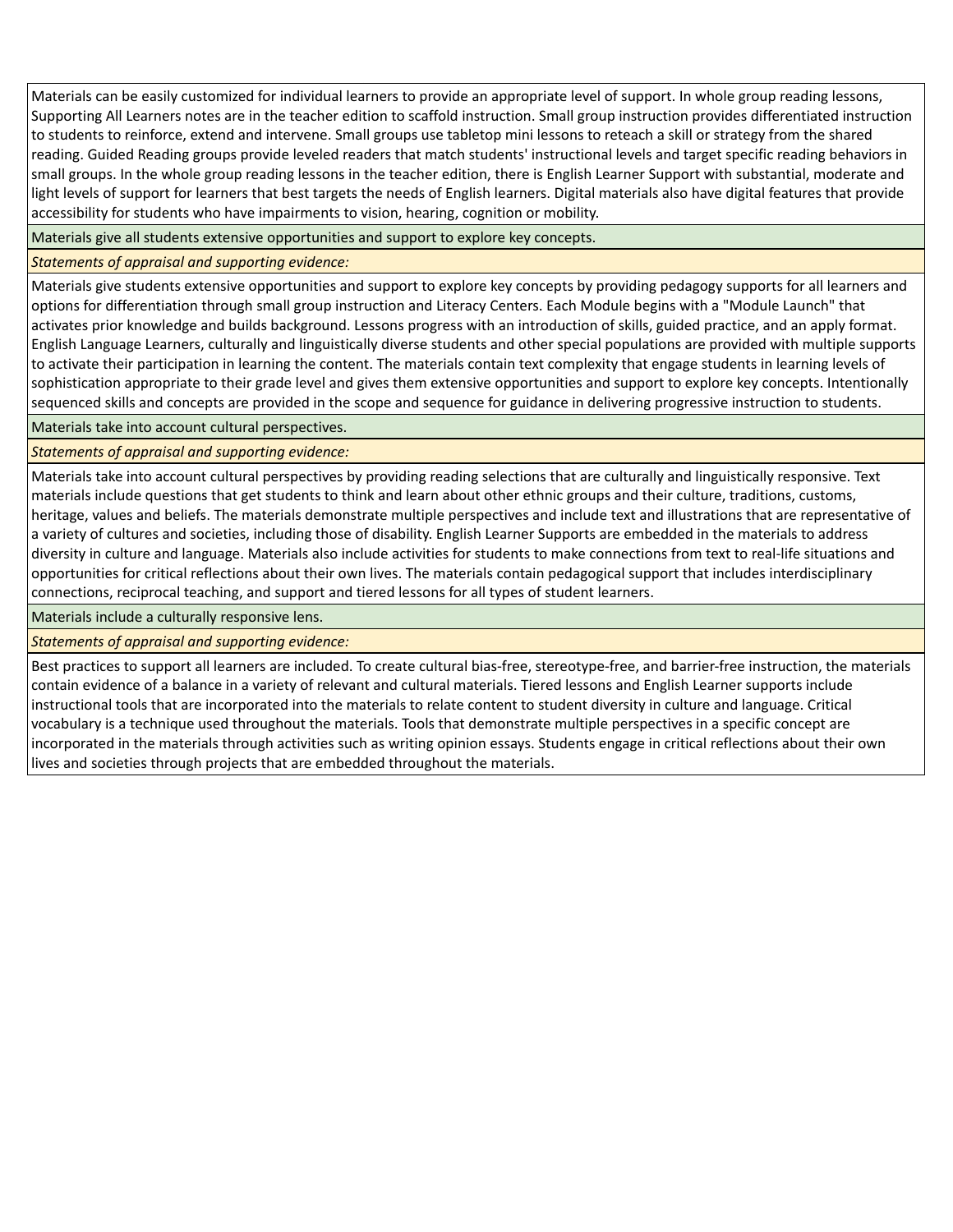Materials can be easily customized for individual learners to provide an appropriate level of support. In whole group reading lessons, Supporting All Learners notes are in the teacher edition to scaffold instruction. Small group instruction provides differentiated instruction to students to reinforce, extend and intervene. Small groups use tabletop mini lessons to reteach a skill or strategy from the shared reading. Guided Reading groups provide leveled readers that match students' instructional levels and target specific reading behaviors in small groups. In the whole group reading lessons in the teacher edition, there is English Learner Support with substantial, moderate and light levels of support for learners that best targets the needs of English learners. Digital materials also have digital features that provide accessibility for students who have impairments to vision, hearing, cognition or mobility.

Materials give all students extensive opportunities and support to explore key concepts.

*Statements of appraisal and supporting evidence:*

Materials give students extensive opportunities and support to explore key concepts by providing pedagogy supports for all learners and options for differentiation through small group instruction and Literacy Centers. Each Module begins with a "Module Launch" that activates prior knowledge and builds background. Lessons progress with an introduction of skills, guided practice, and an apply format. English Language Learners, culturally and linguistically diverse students and other special populations are provided with multiple supports to activate their participation in learning the content. The materials contain text complexity that engage students in learning levels of sophistication appropriate to their grade level and gives them extensive opportunities and support to explore key concepts. Intentionally sequenced skills and concepts are provided in the scope and sequence for guidance in delivering progressive instruction to students.

Materials take into account cultural perspectives.

*Statements of appraisal and supporting evidence:*

Materials take into account cultural perspectives by providing reading selections that are culturally and linguistically responsive. Text materials include questions that get students to think and learn about other ethnic groups and their culture, traditions, customs, heritage, values and beliefs. The materials demonstrate multiple perspectives and include text and illustrations that are representative of a variety of cultures and societies, including those of disability. English Learner Supports are embedded in the materials to address diversity in culture and language. Materials also include activities for students to make connections from text to real-life situations and opportunities for critical reflections about their own lives. The materials contain pedagogical support that includes interdisciplinary connections, reciprocal teaching, and support and tiered lessons for all types of student learners.

Materials include a culturally responsive lens.

*Statements of appraisal and supporting evidence:*

Best practices to support all learners are included. To create cultural bias-free, stereotype-free, and barrier-free instruction, the materials contain evidence of a balance in a variety of relevant and cultural materials. Tiered lessons and English Learner supports include instructional tools that are incorporated into the materials to relate content to student diversity in culture and language. Critical vocabulary is a technique used throughout the materials. Tools that demonstrate multiple perspectives in a specific concept are incorporated in the materials through activities such as writing opinion essays. Students engage in critical reflections about their own lives and societies through projects that are embedded throughout the materials.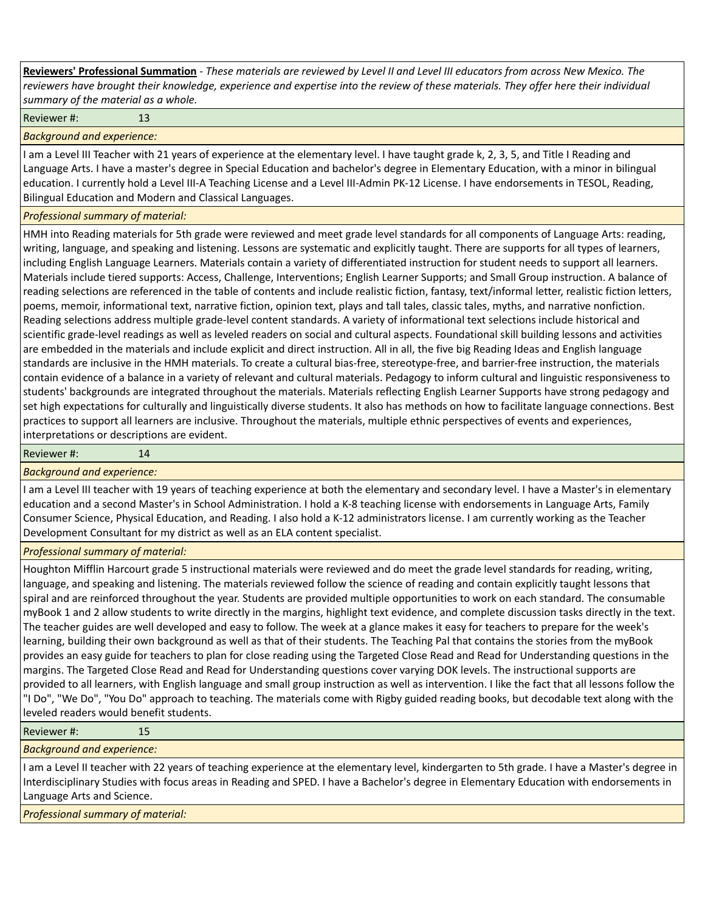**Reviewers' Professional Summation** - *These materials are reviewed by Level II and Level III educators from across New Mexico. The reviewers have brought their knowledge, experience and expertise into the review of these materials. They offer here their individual summary of the material as a whole.*

Reviewer #: 13

*Background and experience:*

I am a Level III Teacher with 21 years of experience at the elementary level. I have taught grade k, 2, 3, 5, and Title I Reading and Language Arts. I have a master's degree in Special Education and bachelor's degree in Elementary Education, with a minor in bilingual education. I currently hold a Level III-A Teaching License and a Level III-Admin PK-12 License. I have endorsements in TESOL, Reading, Bilingual Education and Modern and Classical Languages.

*Professional summary of material:*

HMH into Reading materials for 5th grade were reviewed and meet grade level standards for all components of Language Arts: reading, writing, language, and speaking and listening. Lessons are systematic and explicitly taught. There are supports for all types of learners, including English Language Learners. Materials contain a variety of differentiated instruction for student needs to support all learners. Materials include tiered supports: Access, Challenge, Interventions; English Learner Supports; and Small Group instruction. A balance of reading selections are referenced in the table of contents and include realistic fiction, fantasy, text/informal letter, realistic fiction letters, poems, memoir, informational text, narrative fiction, opinion text, plays and tall tales, classic tales, myths, and narrative nonfiction. Reading selections address multiple grade-level content standards. A variety of informational text selections include historical and scientific grade-level readings as well as leveled readers on social and cultural aspects. Foundational skill building lessons and activities are embedded in the materials and include explicit and direct instruction. All in all, the five big Reading Ideas and English language standards are inclusive in the HMH materials. To create a cultural bias-free, stereotype-free, and barrier-free instruction, the materials contain evidence of a balance in a variety of relevant and cultural materials. Pedagogy to inform cultural and linguistic responsiveness to students' backgrounds are integrated throughout the materials. Materials reflecting English Learner Supports have strong pedagogy and set high expectations for culturally and linguistically diverse students. It also has methods on how to facilitate language connections. Best practices to support all learners are inclusive. Throughout the materials, multiple ethnic perspectives of events and experiences, interpretations or descriptions are evident.

Reviewer #: 14

*Background and experience:*

I am a Level III teacher with 19 years of teaching experience at both the elementary and secondary level. I have a Master's in elementary education and a second Master's in School Administration. I hold a K-8 teaching license with endorsements in Language Arts, Family Consumer Science, Physical Education, and Reading. I also hold a K-12 administrators license. I am currently working as the Teacher Development Consultant for my district as well as an ELA content specialist.

*Professional summary of material:*

Houghton Mifflin Harcourt grade 5 instructional materials were reviewed and do meet the grade level standards for reading, writing, language, and speaking and listening. The materials reviewed follow the science of reading and contain explicitly taught lessons that spiral and are reinforced throughout the year. Students are provided multiple opportunities to work on each standard. The consumable myBook 1 and 2 allow students to write directly in the margins, highlight text evidence, and complete discussion tasks directly in the text. The teacher guides are well developed and easy to follow. The week at a glance makes it easy for teachers to prepare for the week's learning, building their own background as well as that of their students. The Teaching Pal that contains the stories from the myBook provides an easy guide for teachers to plan for close reading using the Targeted Close Read and Read for Understanding questions in the margins. The Targeted Close Read and Read for Understanding questions cover varying DOK levels. The instructional supports are provided to all learners, with English language and small group instruction as well as intervention. I like the fact that all lessons follow the "I Do", "We Do", "You Do" approach to teaching. The materials come with Rigby guided reading books, but decodable text along with the leveled readers would benefit students.

Reviewer #: 15

*Background and experience:*

I am a Level II teacher with 22 years of teaching experience at the elementary level, kindergarten to 5th grade. I have a Master's degree in Interdisciplinary Studies with focus areas in Reading and SPED. I have a Bachelor's degree in Elementary Education with endorsements in Language Arts and Science.

*Professional summary of material:*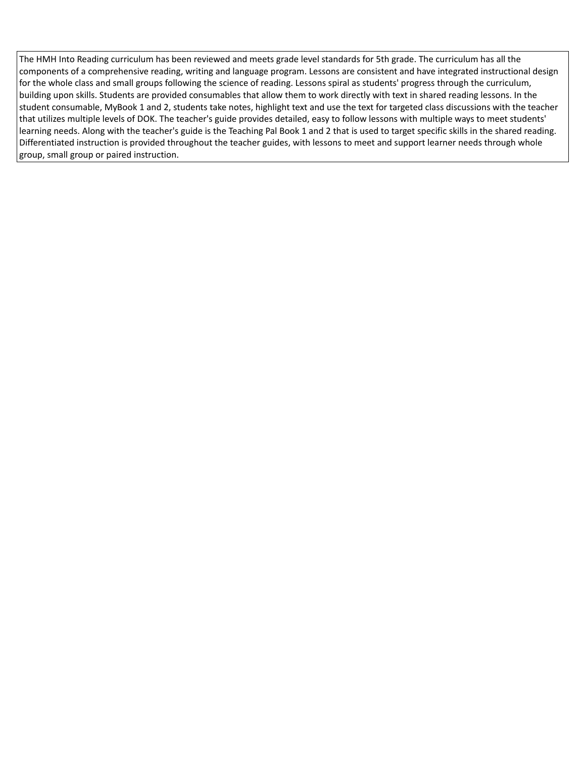The HMH Into Reading curriculum has been reviewed and meets grade level standards for 5th grade. The curriculum has all the components of a comprehensive reading, writing and language program. Lessons are consistent and have integrated instructional design for the whole class and small groups following the science of reading. Lessons spiral as students' progress through the curriculum, building upon skills. Students are provided consumables that allow them to work directly with text in shared reading lessons. In the student consumable, MyBook 1 and 2, students take notes, highlight text and use the text for targeted class discussions with the teacher that utilizes multiple levels of DOK. The teacher's guide provides detailed, easy to follow lessons with multiple ways to meet students' learning needs. Along with the teacher's guide is the Teaching Pal Book 1 and 2 that is used to target specific skills in the shared reading. Differentiated instruction is provided throughout the teacher guides, with lessons to meet and support learner needs through whole group, small group or paired instruction.